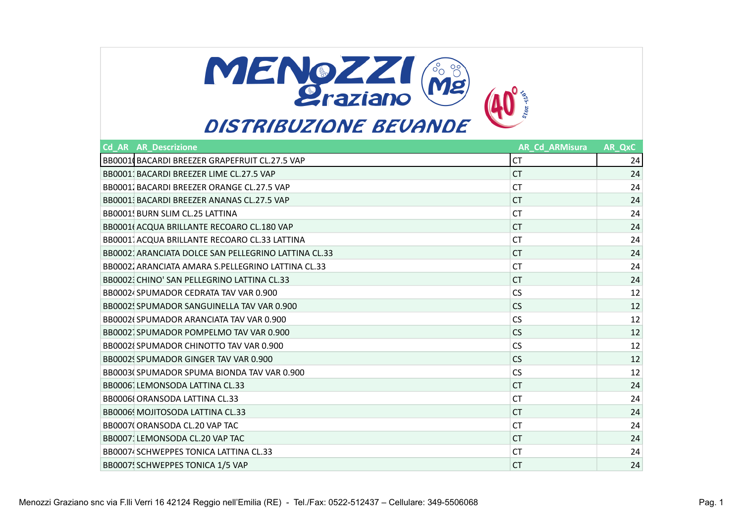# MENOZZI Graziano

## DISTRIBUZIONE BEVANDE

| Cd_AR | AR_Descrizione | AR_Cd_ARMisura | AR_QxC |
|---|---|---|---|
| BB00010 | BACARDI BREEZER GRAPEFRUIT CL.27.5 VAP | CT | 24 |
| BB00011 | BACARDI BREEZER LIME CL.27.5 VAP | CT | 24 |
| BB00012 | BACARDI BREEZER ORANGE CL.27.5 VAP | CT | 24 |
| BB00013 | BACARDI BREEZER ANANAS CL.27.5 VAP | CT | 24 |
| BB00015 | BURN SLIM CL.25 LATTINA | CT | 24 |
| BB00016 | ACQUA BRILLANTE RECOARO CL.180 VAP | CT | 24 |
| BB00017 | ACQUA BRILLANTE RECOARO CL.33 LATTINA | CT | 24 |
| BB00021 | ARANCIATA DOLCE SAN PELLEGRINO LATTINA CL.33 | CT | 24 |
| BB00022 | ARANCIATA AMARA S.PELLEGRINO LATTINA CL.33 | CT | 24 |
| BB00023 | CHINO' SAN PELLEGRINO LATTINA CL.33 | CT | 24 |
| BB00024 | SPUMADOR CEDRATA TAV VAR 0.900 | CS | 12 |
| BB00025 | SPUMADOR SANGUINELLA TAV VAR 0.900 | CS | 12 |
| BB00026 | SPUMADOR ARANCIATA TAV VAR 0.900 | CS | 12 |
| BB00027 | SPUMADOR POMPELMO TAV VAR 0.900 | CS | 12 |
| BB00028 | SPUMADOR CHINOTTO TAV VAR 0.900 | CS | 12 |
| BB00029 | SPUMADOR GINGER TAV VAR 0.900 | CS | 12 |
| BB00030 | SPUMADOR SPUMA BIONDA TAV VAR 0.900 | CS | 12 |
| BB00067 | LEMONSODA LATTINA CL.33 | CT | 24 |
| BB00068 | ORANSODA LATTINA CL.33 | CT | 24 |
| BB00069 | MOJITOSODA LATTINA CL.33 | CT | 24 |
| BB00070 | ORANSODA CL.20 VAP TAC | CT | 24 |
| BB00071 | LEMONSODA CL.20 VAP TAC | CT | 24 |
| BB00074 | SCHWEPPES TONICA LATTINA CL.33 | CT | 24 |
| BB00075 | SCHWEPPES TONICA 1/5 VAP | CT | 24 |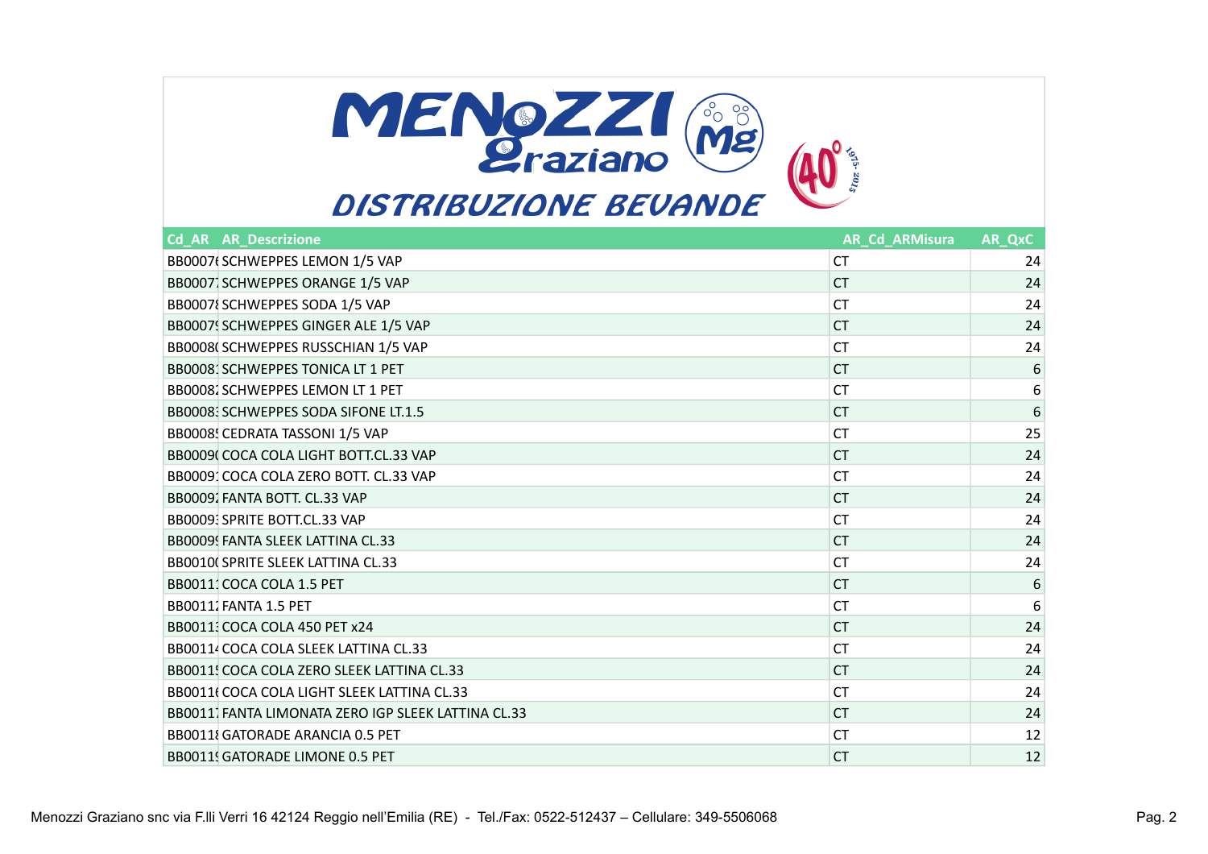# MENOZZI Graziano

## DISTRIBUZIONE BEVANDE

| Cd_AR | AR_Descrizione | AR_Cd_ARMisura | AR_QxC |
|---|---|---|---|
| BB0007( | SCHWEPPES LEMON 1/5 VAP | CT | 24 |
| BB0007 | SCHWEPPES ORANGE 1/5 VAP | CT | 24 |
| BB0007{ | SCHWEPPES SODA 1/5 VAP | CT | 24 |
| BB0007{ | SCHWEPPES GINGER ALE 1/5 VAP | CT | 24 |
| BB0008( | SCHWEPPES RUSSCHIAN 1/5 VAP | CT | 24 |
| BB0008 | SCHWEPPES TONICA LT 1 PET | CT | 6 |
| BB0008 | SCHWEPPES LEMON LT 1 PET | CT | 6 |
| BB0008 | SCHWEPPES SODA SIFONE LT.1.5 | CT | 6 |
| BB0008 | CEDRATA TASSONI 1/5 VAP | CT | 25 |
| BB0009( | COCA COLA LIGHT BOTT.CL.33 VAP | CT | 24 |
| BB0009 | COCA COLA ZERO BOTT. CL.33 VAP | CT | 24 |
| BB0009 | FANTA BOTT. CL.33 VAP | CT | 24 |
| BB0009 | SPRITE BOTT.CL.33 VAP | CT | 24 |
| BB0009{ | FANTA SLEEK LATTINA CL.33 | CT | 24 |
| BB0010( | SPRITE SLEEK LATTINA CL.33 | CT | 24 |
| BB0011 | COCA COLA 1.5 PET | CT | 6 |
| BB0011 | FANTA 1.5 PET | CT | 6 |
| BB0011 | COCA COLA 450 PET x24 | CT | 24 |
| BB0011 | COCA COLA SLEEK LATTINA CL.33 | CT | 24 |
| BB0011 | COCA COLA ZERO SLEEK LATTINA CL.33 | CT | 24 |
| BB0011( | COCA COLA LIGHT SLEEK LATTINA CL.33 | CT | 24 |
| BB0011 | FANTA LIMONATA ZERO IGP SLEEK LATTINA CL.33 | CT | 24 |
| BB0011{ | GATORADE ARANCIA 0.5 PET | CT | 12 |
| BB0011{ | GATORADE LIMONE 0.5 PET | CT | 12 |

Menozzi Graziano snc via F.lli Verri 16 42124 Reggio nell'Emilia (RE) - Tel./Fax: 0522-512437 – Cellulare: 349-5506068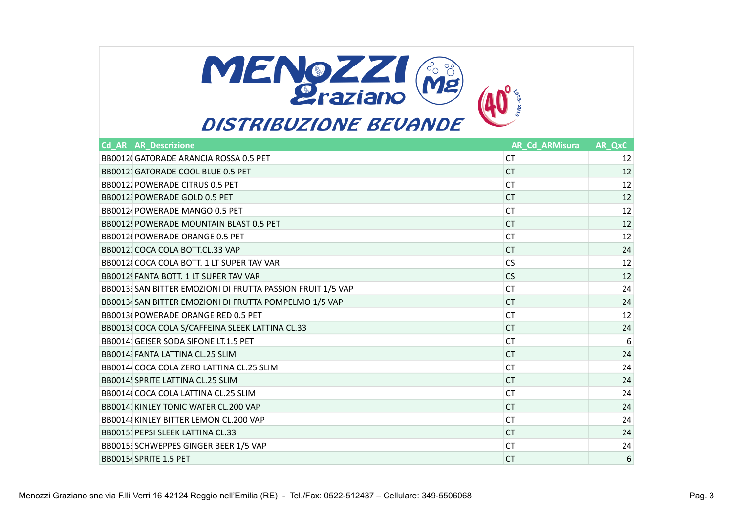# MENOZZI Graziano

## DISTRIBUZIONE BEVANDE

| Cd_AR | AR_Descrizione | AR_Cd_ARMisura | AR_QxC |
|---|---|---|---|
| BB0012( | GATORADE ARANCIA ROSSA 0.5 PET | CT | 12 |
| BB0012: | GATORADE COOL BLUE 0.5 PET | CT | 12 |
| BB0012: | POWERADE CITRUS 0.5 PET | CT | 12 |
| BB0012: | POWERADE GOLD 0.5 PET | CT | 12 |
| BB0012 | POWERADE MANGO 0.5 PET | CT | 12 |
| BB0012! | POWERADE MOUNTAIN BLAST 0.5 PET | CT | 12 |
| BB0012( | POWERADE ORANGE 0.5 PET | CT | 12 |
| BB0012 | COCA COLA BOTT.CL.33 VAP | CT | 24 |
| BB0012{ | COCA COLA BOTT. 1 LT SUPER TAV VAR | CS | 12 |
| BB0012! | FANTA BOTT. 1 LT SUPER TAV VAR | CS | 12 |
| BB0013: | SAN BITTER EMOZIONI DI FRUTTA PASSION FRUIT 1/5 VAP | CT | 24 |
| BB0013 | SAN BITTER EMOZIONI DI FRUTTA POMPELMO 1/5 VAP | CT | 24 |
| BB0013( | POWERADE ORANGE RED 0.5 PET | CT | 12 |
| BB0013{ | COCA COLA S/CAFFEINA SLEEK LATTINA CL.33 | CT | 24 |
| BB0014: | GEISER SODA SIFONE LT.1.5 PET | CT | 6 |
| BB0014: | FANTA LATTINA CL.25 SLIM | CT | 24 |
| BB0014 | COCA COLA ZERO LATTINA CL.25 SLIM | CT | 24 |
| BB0014! | SPRITE LATTINA CL.25 SLIM | CT | 24 |
| BB0014( | COCA COLA LATTINA CL.25 SLIM | CT | 24 |
| BB0014 | KINLEY TONIC WATER CL.200 VAP | CT | 24 |
| BB0014{ | KINLEY BITTER LEMON CL.200 VAP | CT | 24 |
| BB0015: | PEPSI SLEEK LATTINA CL.33 | CT | 24 |
| BB0015: | SCHWEPPES GINGER BEER 1/5 VAP | CT | 24 |
| BB0015 | SPRITE 1.5 PET | CT | 6 |

Menozzi Graziano snc via F.lli Verri 16 42124 Reggio nell'Emilia (RE) - Tel./Fax: 0522-512437 – Cellulare: 349-5506068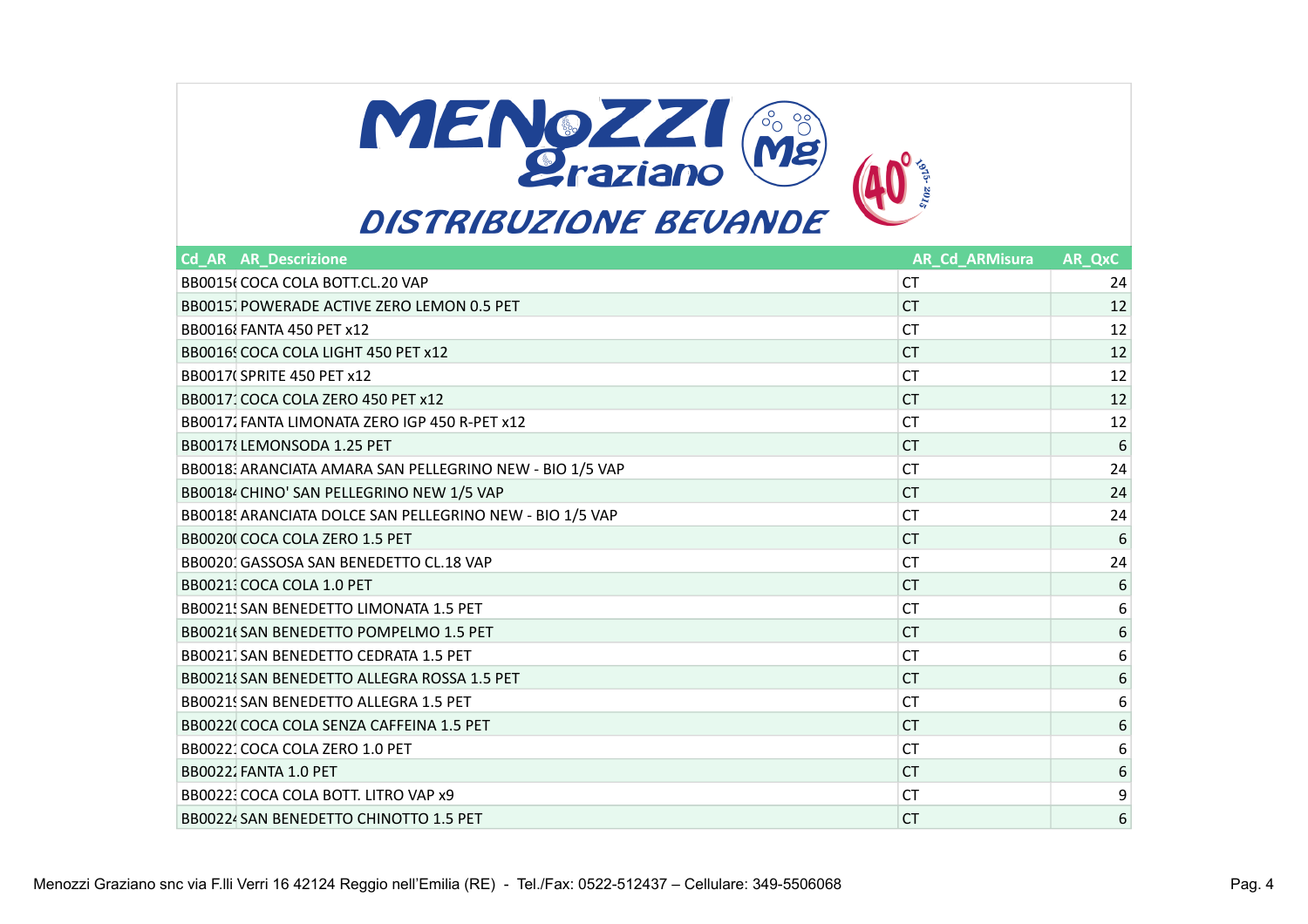MENOZZI Graziano

DISTRIBUZIONE BEVANDE

| Cd_AR | AR_Descrizione | AR_Cd_ARMisura | AR_QxC |
|---|---|---|---|
| BB0015( | COCA COLA BOTT.CL.20 VAP | CT | 24 |
| BB0015; | POWERADE ACTIVE ZERO LEMON 0.5 PET | CT | 12 |
| BB0016{ | FANTA 450 PET x12 | CT | 12 |
| BB0016{ | COCA COLA LIGHT 450 PET x12 | CT | 12 |
| BB0017( | SPRITE 450 PET x12 | CT | 12 |
| BB0017: | COCA COLA ZERO 450 PET x12 | CT | 12 |
| BB0017; | FANTA LIMONATA ZERO IGP 450 R-PET x12 | CT | 12 |
| BB0017{ | LEMONSODA 1.25 PET | CT | 6 |
| BB0018: | ARANCIATA AMARA SAN PELLEGRINO NEW - BIO 1/5 VAP | CT | 24 |
| BB0018 | CHINO' SAN PELLEGRINO NEW 1/5 VAP | CT | 24 |
| BB0018! | ARANCIATA DOLCE SAN PELLEGRINO NEW - BIO 1/5 VAP | CT | 24 |
| BB0020( | COCA COLA ZERO 1.5 PET | CT | 6 |
| BB0020: | GASSOSA SAN BENEDETTO CL.18 VAP | CT | 24 |
| BB0021: | COCA COLA 1.0 PET | CT | 6 |
| BB0021! | SAN BENEDETTO LIMONATA 1.5 PET | CT | 6 |
| BB0021( | SAN BENEDETTO POMPELMO 1.5 PET | CT | 6 |
| BB0021; | SAN BENEDETTO CEDRATA 1.5 PET | CT | 6 |
| BB0021{ | SAN BENEDETTO ALLEGRA ROSSA 1.5 PET | CT | 6 |
| BB0021! | SAN BENEDETTO ALLEGRA 1.5 PET | CT | 6 |
| BB0022( | COCA COLA SENZA CAFFEINA 1.5 PET | CT | 6 |
| BB0022: | COCA COLA ZERO 1.0 PET | CT | 6 |
| BB0022; | FANTA 1.0 PET | CT | 6 |
| BB0022: | COCA COLA BOTT. LITRO VAP x9 | CT | 9 |
| BB0022 | SAN BENEDETTO CHINOTTO 1.5 PET | CT | 6 |

Menozzi Graziano snc via F.lli Verri 16 42124 Reggio nell'Emilia (RE) - Tel./Fax: 0522-512437 – Cellulare: 349-5506068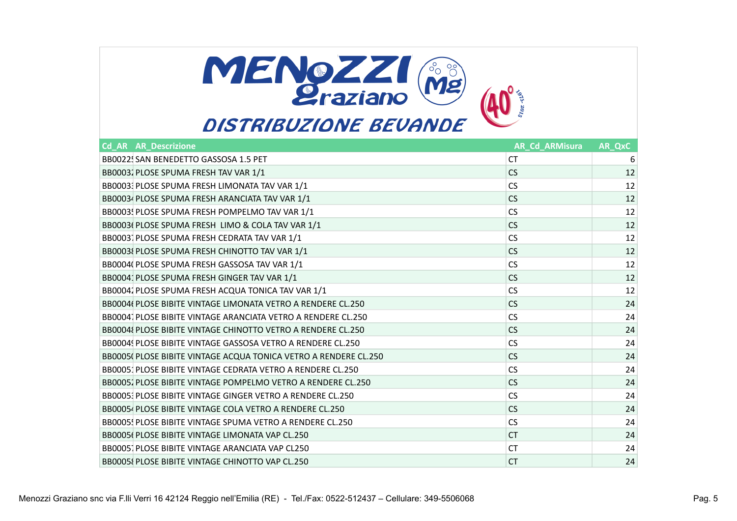# MENOZZI Graziano

## DISTRIBUZIONE BEVANDE

| Cd_AR | AR_Descrizione | AR_Cd_ARMisura | AR_QxC |
|---|---|---|---|
| BB0022! | SAN BENEDETTO GASSOSA 1.5 PET | CT | 6 |
| BB0003 | PLOSE SPUMA FRESH TAV VAR 1/1 | CS | 12 |
| BB0003 | PLOSE SPUMA FRESH LIMONATA TAV VAR 1/1 | CS | 12 |
| BB0003 | PLOSE SPUMA FRESH ARANCIATA TAV VAR 1/1 | CS | 12 |
| BB0003! | PLOSE SPUMA FRESH POMPELMO TAV VAR 1/1 | CS | 12 |
| BB0003( | PLOSE SPUMA FRESH LIMO & COLA TAV VAR 1/1 | CS | 12 |
| BB0003 | PLOSE SPUMA FRESH CEDRATA TAV VAR 1/1 | CS | 12 |
| BB0003 | PLOSE SPUMA FRESH CHINOTTO TAV VAR 1/1 | CS | 12 |
| BB0004( | PLOSE SPUMA FRESH GASSOSA TAV VAR 1/1 | CS | 12 |
| BB0004 | PLOSE SPUMA FRESH GINGER TAV VAR 1/1 | CS | 12 |
| BB0004 | PLOSE SPUMA FRESH ACQUA TONICA TAV VAR 1/1 | CS | 12 |
| BB0004( | PLOSE BIBITE VINTAGE LIMONATA VETRO A RENDERE CL.250 | CS | 24 |
| BB0004 | PLOSE BIBITE VINTAGE ARANCIATA VETRO A RENDERE CL.250 | CS | 24 |
| BB0004 | PLOSE BIBITE VINTAGE CHINOTTO VETRO A RENDERE CL.250 | CS | 24 |
| BB0004! | PLOSE BIBITE VINTAGE GASSOSA VETRO A RENDERE CL.250 | CS | 24 |
| BB0005( | PLOSE BIBITE VINTAGE ACQUA TONICA VETRO A RENDERE CL.250 | CS | 24 |
| BB0005 | PLOSE BIBITE VINTAGE CEDRATA VETRO A RENDERE CL.250 | CS | 24 |
| BB0005 | PLOSE BIBITE VINTAGE POMPELMO VETRO A RENDERE CL.250 | CS | 24 |
| BB0005 | PLOSE BIBITE VINTAGE GINGER VETRO A RENDERE CL.250 | CS | 24 |
| BB0005 | PLOSE BIBITE VINTAGE COLA VETRO A RENDERE CL.250 | CS | 24 |
| BB0005! | PLOSE BIBITE VINTAGE SPUMA VETRO A RENDERE CL.250 | CS | 24 |
| BB0005( | PLOSE BIBITE VINTAGE LIMONATA VAP CL.250 | CT | 24 |
| BB0005 | PLOSE BIBITE VINTAGE ARANCIATA VAP CL250 | CT | 24 |
| BB0005 | PLOSE BIBITE VINTAGE CHINOTTO VAP CL.250 | CT | 24 |

Menozzi Graziano snc via F.lli Verri 16 42124 Reggio nell'Emilia (RE) - Tel./Fax: 0522-512437 – Cellulare: 349-5506068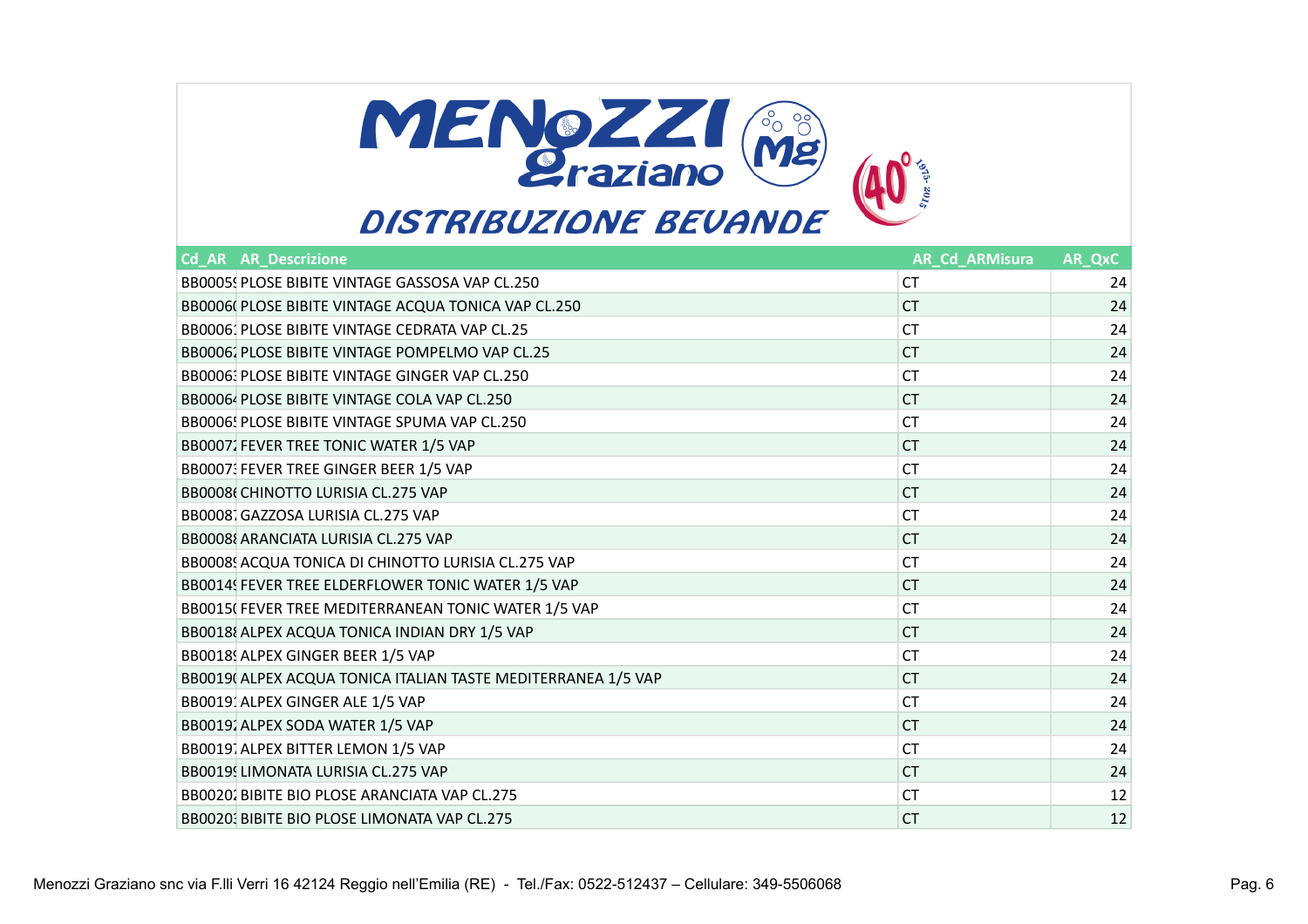MENOZZI Graziano

DISTRIBUZIONE BEVANDE

| Cd_AR | AR_Descrizione | AR_Cd_ARMisura | AR_QxC |
|---|---|---|---|
| BB0005( | PLOSE BIBITE VINTAGE GASSOSA VAP CL.250 | CT | 24 |
| BB0006( | PLOSE BIBITE VINTAGE ACQUA TONICA VAP CL.250 | CT | 24 |
| BB0006: | PLOSE BIBITE VINTAGE CEDRATA VAP CL.25 | CT | 24 |
| BB0006: | PLOSE BIBITE VINTAGE POMPELMO VAP CL.25 | CT | 24 |
| BB0006: | PLOSE BIBITE VINTAGE GINGER VAP CL.250 | CT | 24 |
| BB0006 | PLOSE BIBITE VINTAGE COLA VAP CL.250 | CT | 24 |
| BB0006! | PLOSE BIBITE VINTAGE SPUMA VAP CL.250 | CT | 24 |
| BB0007: | FEVER TREE TONIC WATER 1/5 VAP | CT | 24 |
| BB0007: | FEVER TREE GINGER BEER 1/5 VAP | CT | 24 |
| BB0008( | CHINOTTO LURISIA CL.275 VAP | CT | 24 |
| BB0008 | GAZZOSA LURISIA CL.275 VAP | CT | 24 |
| BB0008! | ARANCIATA LURISIA CL.275 VAP | CT | 24 |
| BB0008( | ACQUA TONICA DI CHINOTTO LURISIA CL.275 VAP | CT | 24 |
| BB0014( | FEVER TREE ELDERFLOWER TONIC WATER 1/5 VAP | CT | 24 |
| BB0015( | FEVER TREE MEDITERRANEAN TONIC WATER 1/5 VAP | CT | 24 |
| BB0018! | ALPEX ACQUA TONICA INDIAN DRY 1/5 VAP | CT | 24 |
| BB0018( | ALPEX GINGER BEER 1/5 VAP | CT | 24 |
| BB0019( | ALPEX ACQUA TONICA ITALIAN TASTE MEDITERRANEA 1/5 VAP | CT | 24 |
| BB0019: | ALPEX GINGER ALE 1/5 VAP | CT | 24 |
| BB0019: | ALPEX SODA WATER 1/5 VAP | CT | 24 |
| BB0019 | ALPEX BITTER LEMON 1/5 VAP | CT | 24 |
| BB0019( | LIMONATA LURISIA CL.275 VAP | CT | 24 |
| BB0020: | BIBITE BIO PLOSE ARANCIATA VAP CL.275 | CT | 12 |
| BB0020: | BIBITE BIO PLOSE LIMONATA VAP CL.275 | CT | 12 |

Menozzi Graziano snc via F.lli Verri 16 42124 Reggio nell'Emilia (RE) - Tel./Fax: 0522-512437 – Cellulare: 349-5506068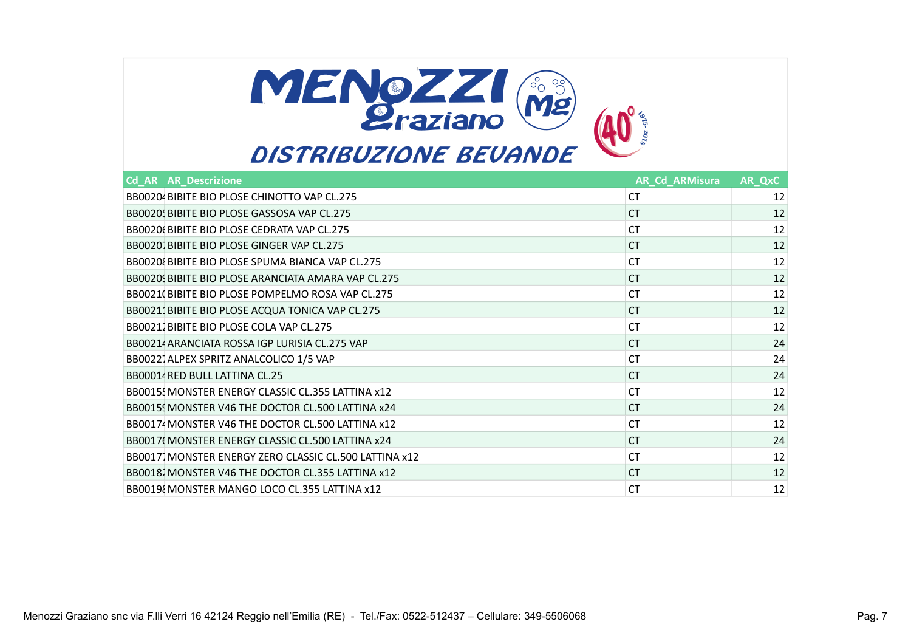# MENOZZI Graziano

## DISTRIBUZIONE BEVANDE

| Cd_AR | AR_Descrizione | AR_Cd_ARMisura | AR_QxC |
|---|---|---|---|
| BB0020 | BIBITE BIO PLOSE CHINOTTO VAP CL.275 | CT | 12 |
| BB0020 | BIBITE BIO PLOSE GASSOSA VAP CL.275 | CT | 12 |
| BB0020 | BIBITE BIO PLOSE CEDRATA VAP CL.275 | CT | 12 |
| BB0020 | BIBITE BIO PLOSE GINGER VAP CL.275 | CT | 12 |
| BB0020 | BIBITE BIO PLOSE SPUMA BIANCA VAP CL.275 | CT | 12 |
| BB0020 | BIBITE BIO PLOSE ARANCIATA AMARA VAP CL.275 | CT | 12 |
| BB0021 | BIBITE BIO PLOSE POMPELMO ROSA VAP CL.275 | CT | 12 |
| BB0021 | BIBITE BIO PLOSE ACQUA TONICA VAP CL.275 | CT | 12 |
| BB0021 | BIBITE BIO PLOSE COLA VAP CL.275 | CT | 12 |
| BB0021 | ARANCIATA ROSSA IGP LURISIA CL.275 VAP | CT | 24 |
| BB0022 | ALPEX SPRITZ ANALCOLICO 1/5 VAP | CT | 24 |
| BB0001 | RED BULL LATTINA CL.25 | CT | 24 |
| BB0015 | MONSTER ENERGY CLASSIC CL.355 LATTINA x12 | CT | 12 |
| BB0015 | MONSTER V46 THE DOCTOR CL.500 LATTINA x24 | CT | 24 |
| BB0017 | MONSTER V46 THE DOCTOR CL.500 LATTINA x12 | CT | 12 |
| BB0017 | MONSTER ENERGY CLASSIC CL.500 LATTINA x24 | CT | 24 |
| BB0017 | MONSTER ENERGY ZERO CLASSIC CL.500 LATTINA x12 | CT | 12 |
| BB0018 | MONSTER V46 THE DOCTOR CL.355 LATTINA x12 | CT | 12 |
| BB0019 | MONSTER MANGO LOCO CL.355 LATTINA x12 | CT | 12 |

Menozzi Graziano snc via F.lli Verri 16 42124 Reggio nell'Emilia (RE) - Tel./Fax: 0522-512437 – Cellulare: 349-5506068